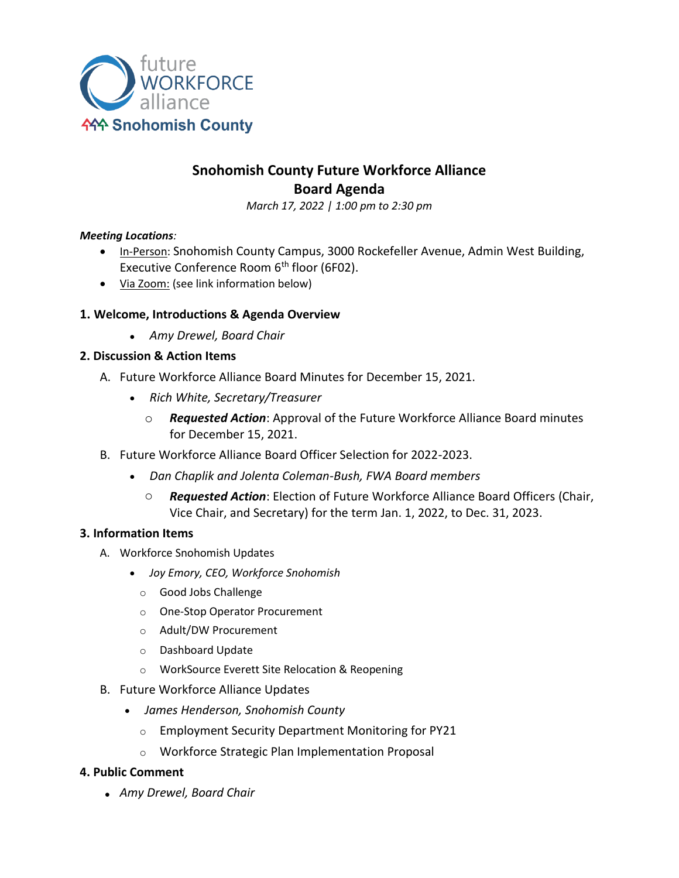future WORKFORCE alliance
Snohomish County

# Snohomish County Future Workforce Alliance
# Board Agenda

*March 17, 2022 | 1:00 pm to 2:30 pm*

***Meeting Locations**:*

- In-Person: Snohomish County Campus, 3000 Rockefeller Avenue, Admin West Building, Executive Conference Room 6th floor (6F02).
- Via Zoom: (see link information below)

### 1. Welcome, Introductions & Agenda Overview

- *Amy Drewel, Board Chair*

### 2. Discussion & Action Items

A. Future Workforce Alliance Board Minutes for December 15, 2021.

- *Rich White, Secretary/Treasurer*
  - ***Requested Action***: Approval of the Future Workforce Alliance Board minutes for December 15, 2021.

B. Future Workforce Alliance Board Officer Selection for 2022-2023.

- *Dan Chaplik and Jolenta Coleman-Bush, FWA Board members*
  - ***Requested Action***: Election of Future Workforce Alliance Board Officers (Chair, Vice Chair, and Secretary) for the term Jan. 1, 2022, to Dec. 31, 2023.

### 3. Information Items

A. Workforce Snohomish Updates

- *Joy Emory, CEO, Workforce Snohomish*
  - Good Jobs Challenge
  - One-Stop Operator Procurement
  - Adult/DW Procurement
  - Dashboard Update
  - WorkSource Everett Site Relocation & Reopening

B. Future Workforce Alliance Updates

- *James Henderson, Snohomish County*
  - Employment Security Department Monitoring for PY21
  - Workforce Strategic Plan Implementation Proposal

### 4. Public Comment

- *Amy Drewel, Board Chair*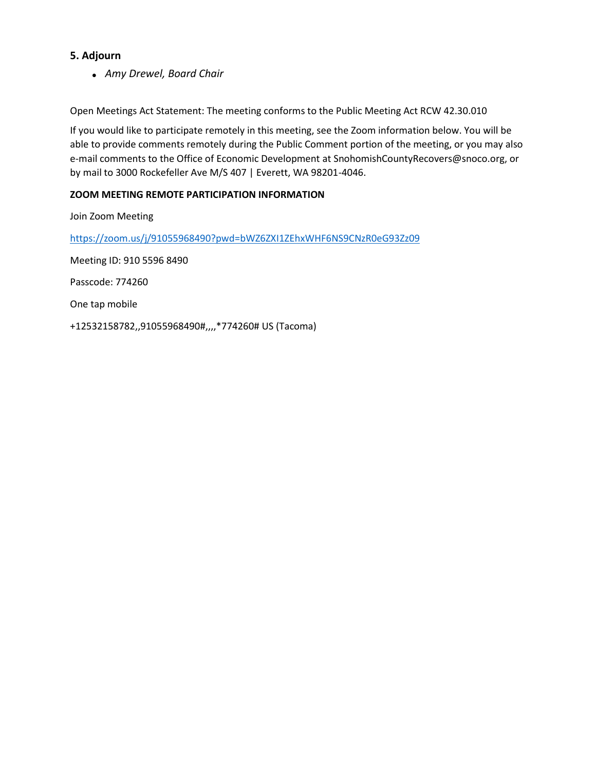## 5. Adjourn

- *Amy Drewel, Board Chair*

Open Meetings Act Statement: The meeting conforms to the Public Meeting Act RCW 42.30.010

If you would like to participate remotely in this meeting, see the Zoom information below. You will be able to provide comments remotely during the Public Comment portion of the meeting, or you may also e-mail comments to the Office of Economic Development at SnohomishCountyRecovers@snoco.org, or by mail to 3000 Rockefeller Ave M/S 407 | Everett, WA 98201-4046.

**ZOOM MEETING REMOTE PARTICIPATION INFORMATION**

Join Zoom Meeting

https://zoom.us/j/91055968490?pwd=bWZ6ZXI1ZEhxWHF6NS9CNzR0eG93Zz09

Meeting ID: 910 5596 8490

Passcode: 774260

One tap mobile

+12532158782,,91055968490#,,,,*774260# US (Tacoma)